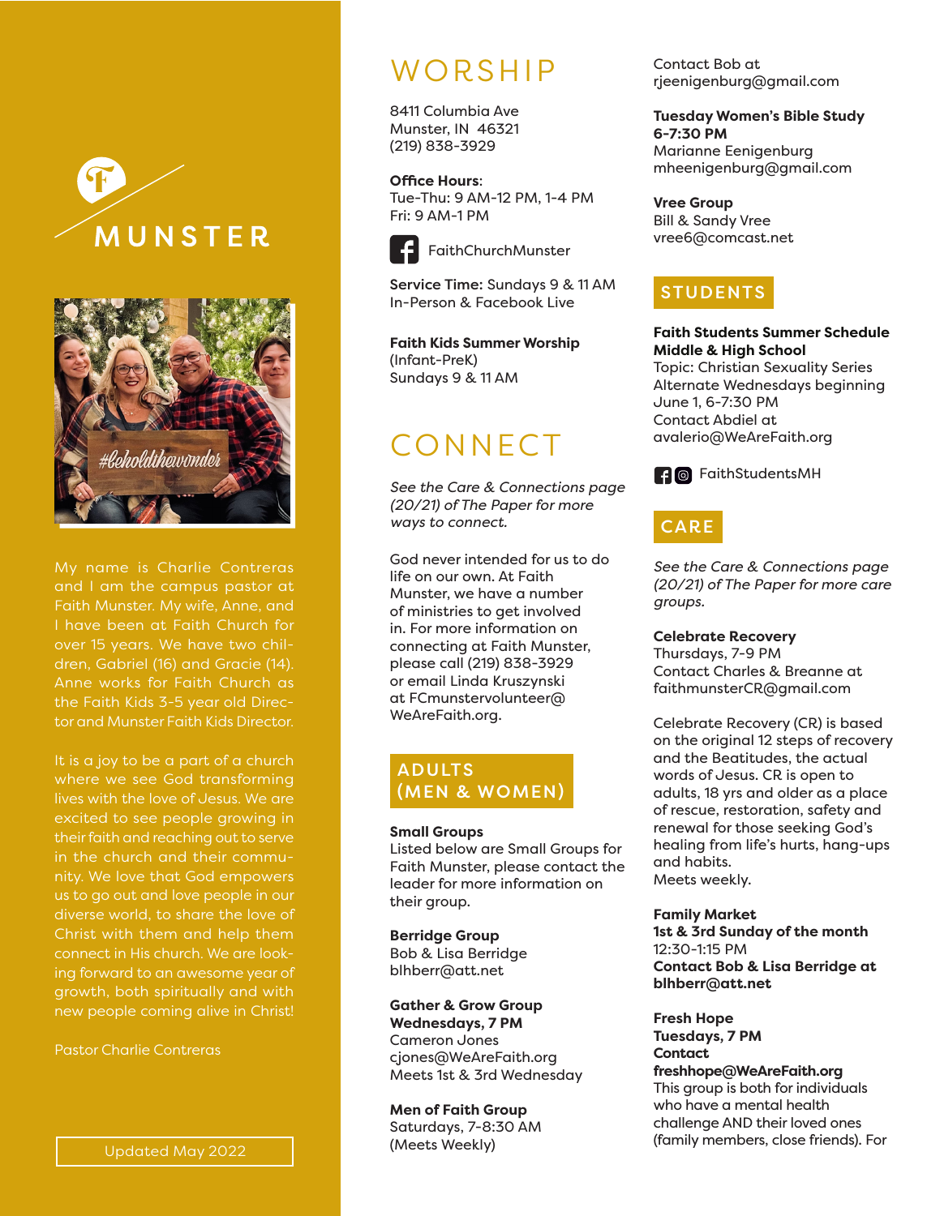# MUNSTER

My name is Charlie Contreras and I am the campus pastor at Faith Munster. My wife, Anne, and I have been at Faith Church for over 15 years. We have two children, Gabriel (16) and Gracie (14). Anne works for Faith Church as the Faith Kids 3-5 year old Director and Munster Faith Kids Director.

It is a joy to be a part of a church where we see God transforming lives with the love of Jesus. We are excited to see people growing in their faith and reaching out to serve in the church and their community. We love that God empowers us to go out and love people in our diverse world, to share the love of Christ with them and help them connect in His church. We are looking forward to an awesome year of growth, both spiritually and with new people coming alive in Christ!

Pastor Charlie Contreras

Updated May 2022

## WORSHIP

8411 Columbia Ave
Munster, IN 46321
(219) 838-3929

**Office Hours**:
Tue-Thu: 9 AM-12 PM, 1-4 PM
Fri: 9 AM-1 PM

FaithChurchMunster

**Service Time:** Sundays 9 & 11 AM
In-Person & Facebook Live

**Faith Kids Summer Worship**
(Infant-PreK)
Sundays 9 & 11 AM

## CONNECT

*See the Care & Connections page (20/21) of The Paper for more ways to connect.*

God never intended for us to do life on our own. At Faith Munster, we have a number of ministries to get involved in. For more information on connecting at Faith Munster, please call (219) 838-3929 or email Linda Kruszynski at FCmunstervolunteer@WeAreFaith.org.

## ADULTS (MEN & WOMEN)

**Small Groups**
Listed below are Small Groups for Faith Munster, please contact the leader for more information on their group.

**Berridge Group**
Bob & Lisa Berridge
blhberr@att.net

**Gather & Grow Group**
**Wednesdays, 7 PM**
Cameron Jones
cjones@WeAreFaith.org
Meets 1st & 3rd Wednesday

**Men of Faith Group**
Saturdays, 7-8:30 AM
(Meets Weekly)

Contact Bob at
rjeenigenburg@gmail.com

**Tuesday Women's Bible Study**
**6-7:30 PM**
Marianne Eenigenburg
mheenigenburg@gmail.com

**Vree Group**
Bill & Sandy Vree
vree6@comcast.net

## STUDENTS

**Faith Students Summer Schedule**
**Middle & High School**
Topic: Christian Sexuality Series
Alternate Wednesdays beginning June 1, 6-7:30 PM
Contact Abdiel at
avalerio@WeAreFaith.org

FaithStudentsMH

## CARE

*See the Care & Connections page (20/21) of The Paper for more care groups.*

**Celebrate Recovery**
Thursdays, 7-9 PM
Contact Charles & Breanne at
faithmunsterCR@gmail.com

Celebrate Recovery (CR) is based on the original 12 steps of recovery and the Beatitudes, the actual words of Jesus. CR is open to adults, 18 yrs and older as a place of rescue, restoration, safety and renewal for those seeking God's healing from life's hurts, hang-ups and habits.
Meets weekly.

**Family Market**
**1st & 3rd Sunday of the month**
12:30-1:15 PM
**Contact Bob & Lisa Berridge at blhberr@att.net**

**Fresh Hope**
**Tuesdays, 7 PM**
**Contact**
**freshhope@WeAreFaith.org**
This group is both for individuals who have a mental health challenge AND their loved ones (family members, close friends). For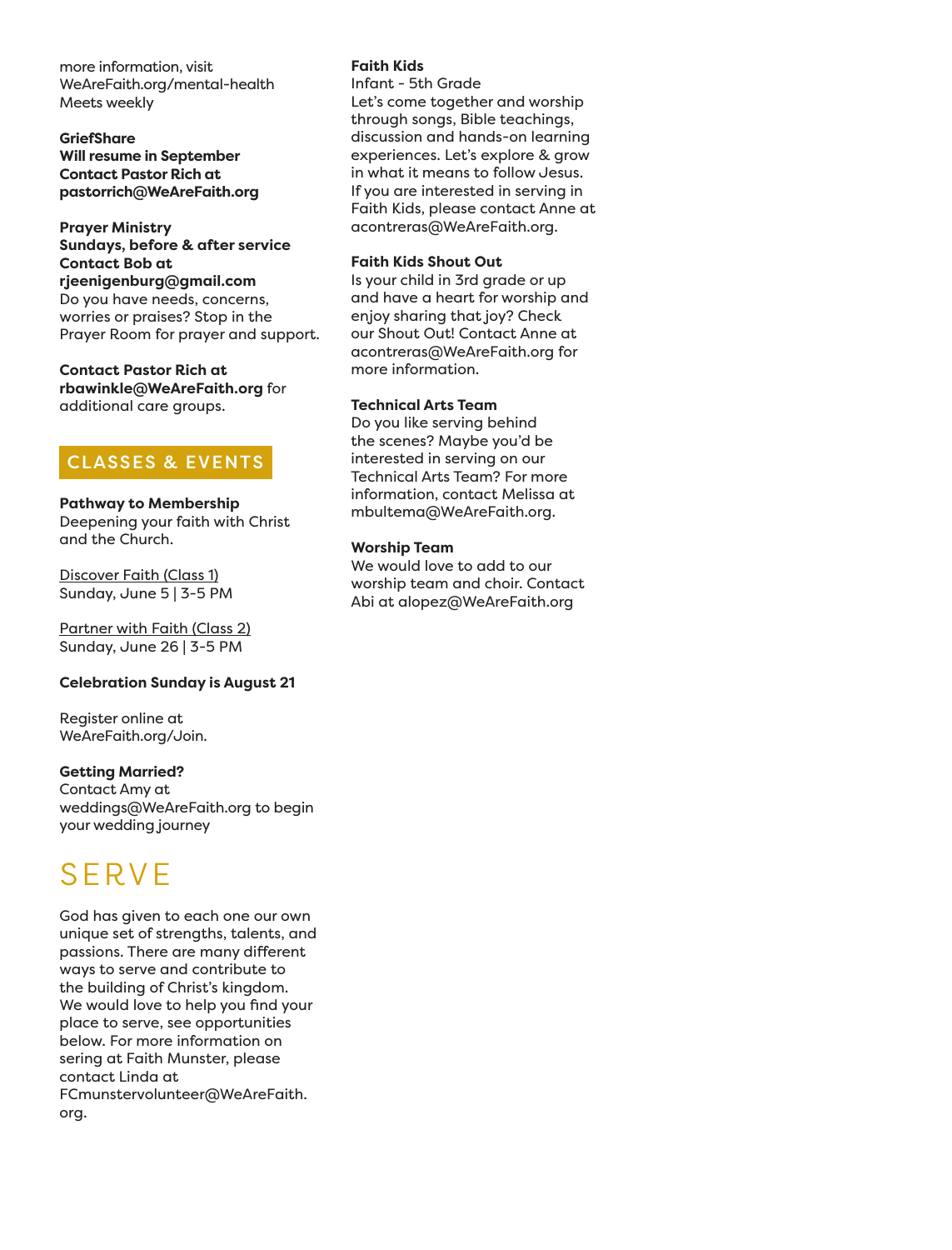more information, visit WeAreFaith.org/mental-health
Meets weekly

**GriefShare**
**Will resume in September**
**Contact Pastor Rich at pastorrich@WeAreFaith.org**

**Prayer Ministry**
**Sundays, before & after service**
**Contact Bob at rjeenigenburg@gmail.com**
Do you have needs, concerns, worries or praises? Stop in the Prayer Room for prayer and support.

**Contact Pastor Rich at rbawinkle@WeAreFaith.org** for additional care groups.

## CLASSES & EVENTS

**Pathway to Membership**
Deepening your faith with Christ and the Church.

Discover Faith (Class 1)
Sunday, June 5 | 3-5 PM

Partner with Faith (Class 2)
Sunday, June 26 | 3-5 PM

**Celebration Sunday is August 21**

Register online at WeAreFaith.org/Join.

**Getting Married?**
Contact Amy at weddings@WeAreFaith.org to begin your wedding journey

# SERVE

God has given to each one our own unique set of strengths, talents, and passions. There are many different ways to serve and contribute to the building of Christ's kingdom. We would love to help you find your place to serve, see opportunities below. For more information on sering at Faith Munster, please contact Linda at FCmunstervolunteer@WeAreFaith.org.

**Faith Kids**
Infant - 5th Grade
Let's come together and worship through songs, Bible teachings, discussion and hands-on learning experiences. Let's explore & grow in what it means to follow Jesus. If you are interested in serving in Faith Kids, please contact Anne at acontreras@WeAreFaith.org.

**Faith Kids Shout Out**
Is your child in 3rd grade or up and have a heart for worship and enjoy sharing that joy? Check our Shout Out! Contact Anne at acontreras@WeAreFaith.org for more information.

**Technical Arts Team**
Do you like serving behind the scenes? Maybe you'd be interested in serving on our Technical Arts Team? For more information, contact Melissa at mbultema@WeAreFaith.org.

**Worship Team**
We would love to add to our worship team and choir. Contact Abi at alopez@WeAreFaith.org